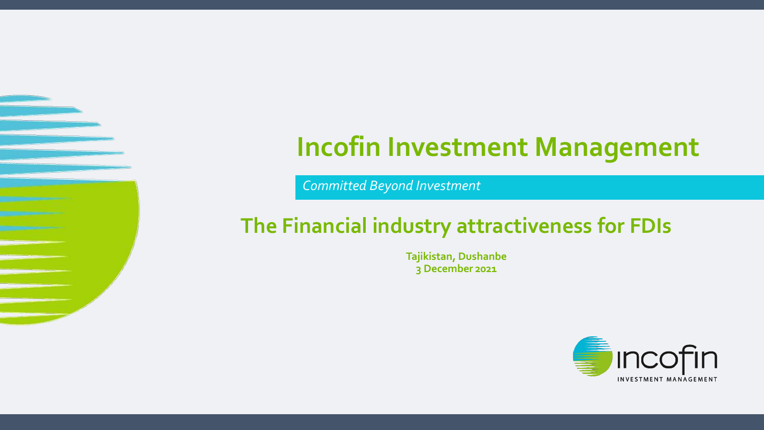# Incofin Investment Management

*Committed Beyond Investment*

## The Financial industry attractiveness for FDIs

**Tajikistan, Dushanbe**
**3 December 2021**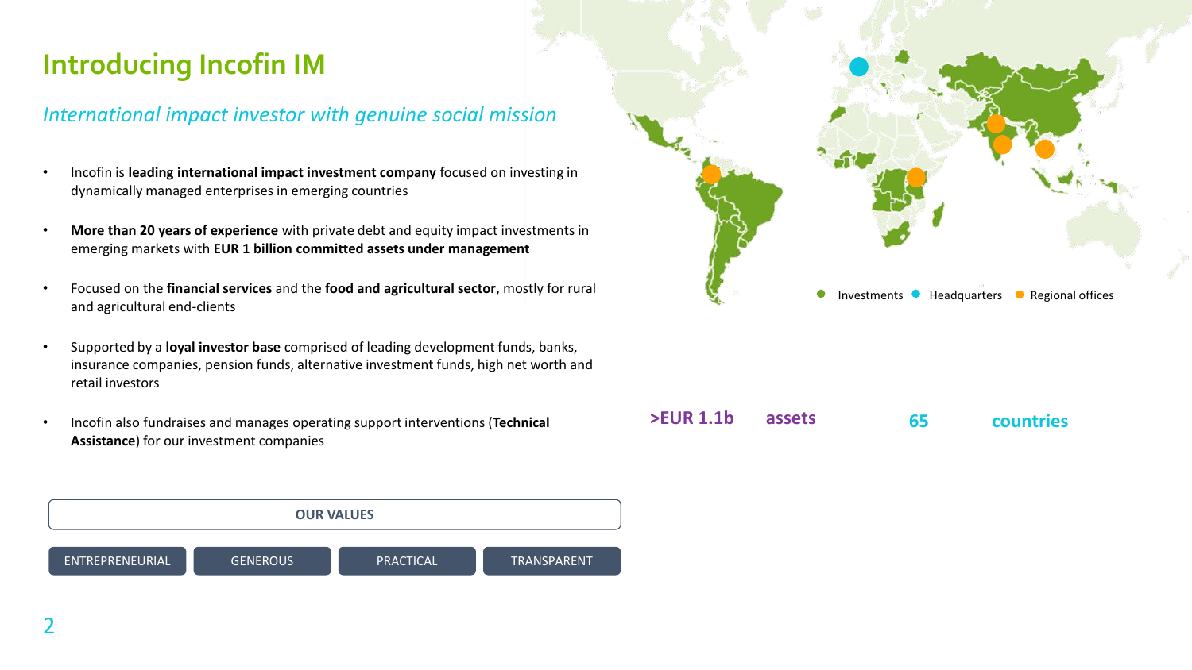# Introducing Incofin IM

*International impact investor with genuine social mission*

- Incofin is **leading international impact investment company** focused on investing in dynamically managed enterprises in emerging countries
- **More than 20 years of experience** with private debt and equity impact investments in emerging markets with **EUR 1 billion committed assets under management**
- Focused on the **financial services** and the **food and agricultural sector**, mostly for rural and agricultural end-clients
- Supported by a **loyal investor base** comprised of leading development funds, banks, insurance companies, pension funds, alternative investment funds, high net worth and retail investors
- Incofin also fundraises and manages operating support interventions (**Technical Assistance**) for our investment companies

Investments · Headquarters · Regional offices

**>EUR 1.1b** **assets**

**65** **countries**

**OUR VALUES**

ENTREPRENEURIAL | GENEROUS | PRACTICAL | TRANSPARENT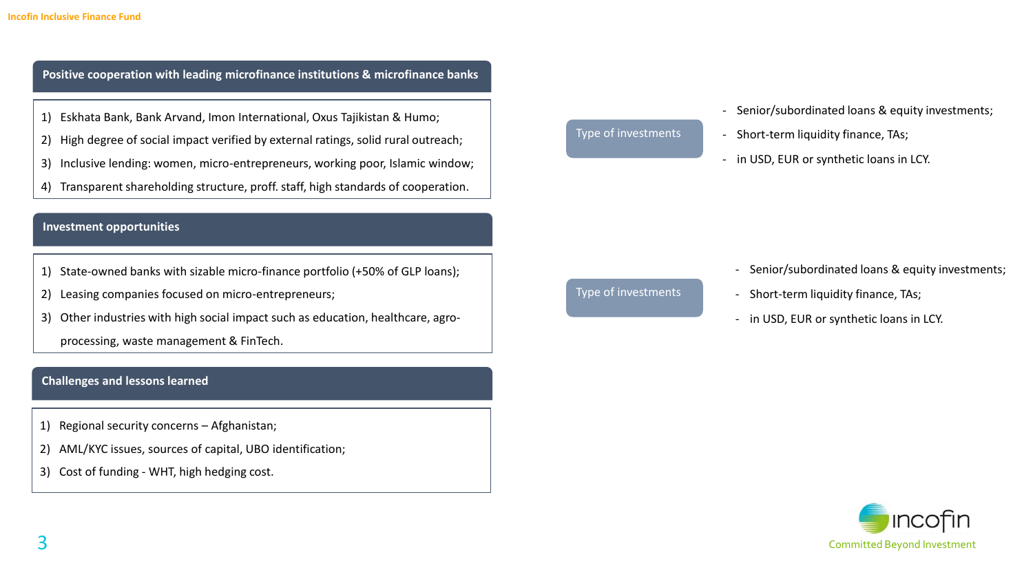## Positive cooperation with leading microfinance institutions & microfinance banks

1) Eskhata Bank, Bank Arvand, Imon International, Oxus Tajikistan & Humo;
2) High degree of social impact verified by external ratings, solid rural outreach;
3) Inclusive lending: women, micro-entrepreneurs, working poor, Islamic window;
4) Transparent shareholding structure, proff. staff, high standards of cooperation.

**Type of investments**

- Senior/subordinated loans & equity investments;
- Short-term liquidity finance, TAs;
- in USD, EUR or synthetic loans in LCY.

## Investment opportunities

1) State-owned banks with sizable micro-finance portfolio (+50% of GLP loans);
2) Leasing companies focused on micro-entrepreneurs;
3) Other industries with high social impact such as education, healthcare, agro-processing, waste management & FinTech.

**Type of investments**

- Senior/subordinated loans & equity investments;
- Short-term liquidity finance, TAs;
- in USD, EUR or synthetic loans in LCY.

## Challenges and lessons learned

1) Regional security concerns – Afghanistan;
2) AML/KYC issues, sources of capital, UBO identification;
3) Cost of funding - WHT, high hedging cost.

incofin
Committed Beyond Investment